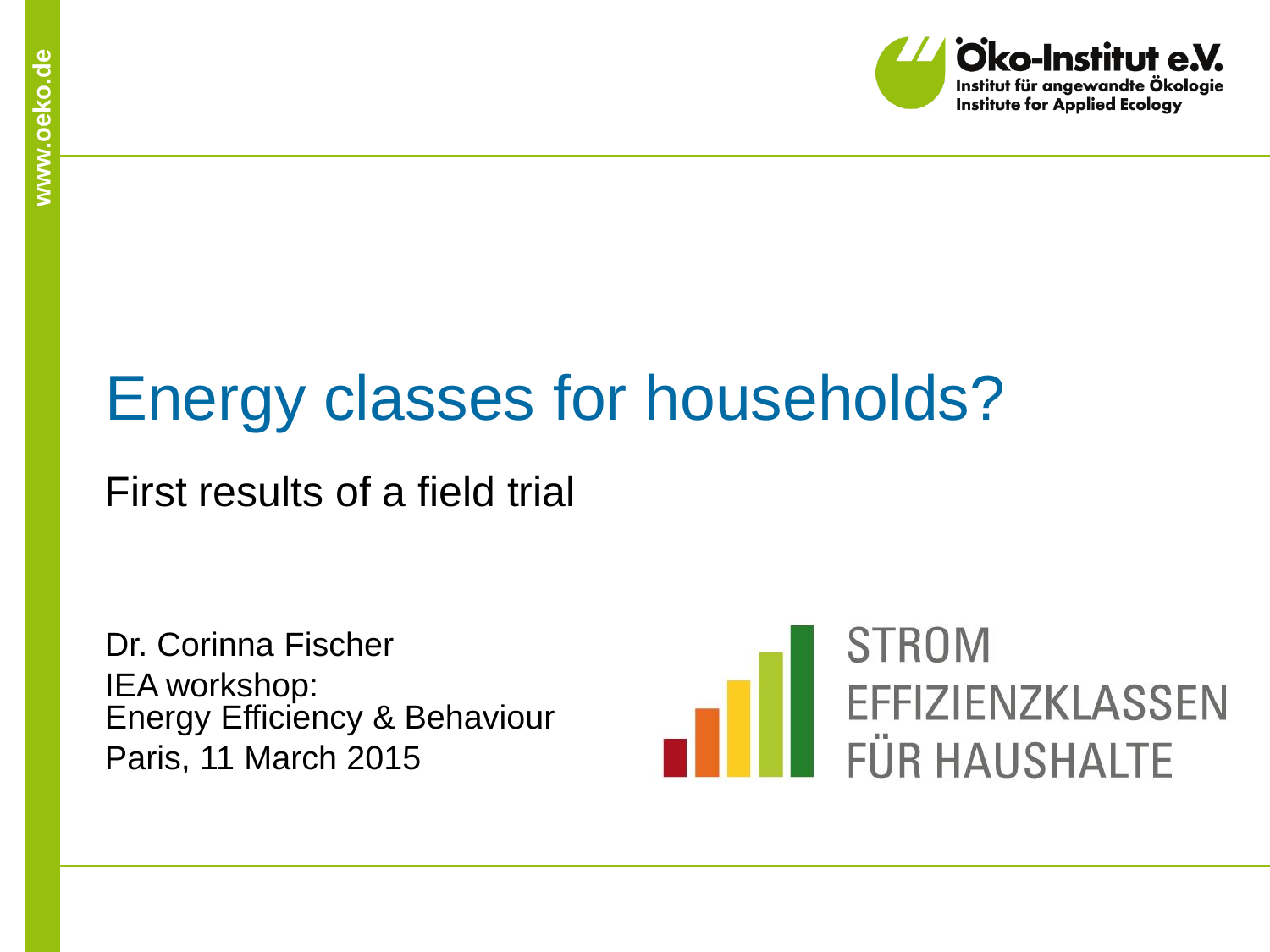Öko-Institut e.V.
Institut für angewandte Ökologie
Institute for Applied Ecology

# Energy classes for households?

First results of a field trial

Dr. Corinna Fischer
IEA workshop:
Energy Efficiency & Behaviour
Paris, 11 March 2015

STROM
EFFIZIENZKLASSEN
FÜR HAUSHALTE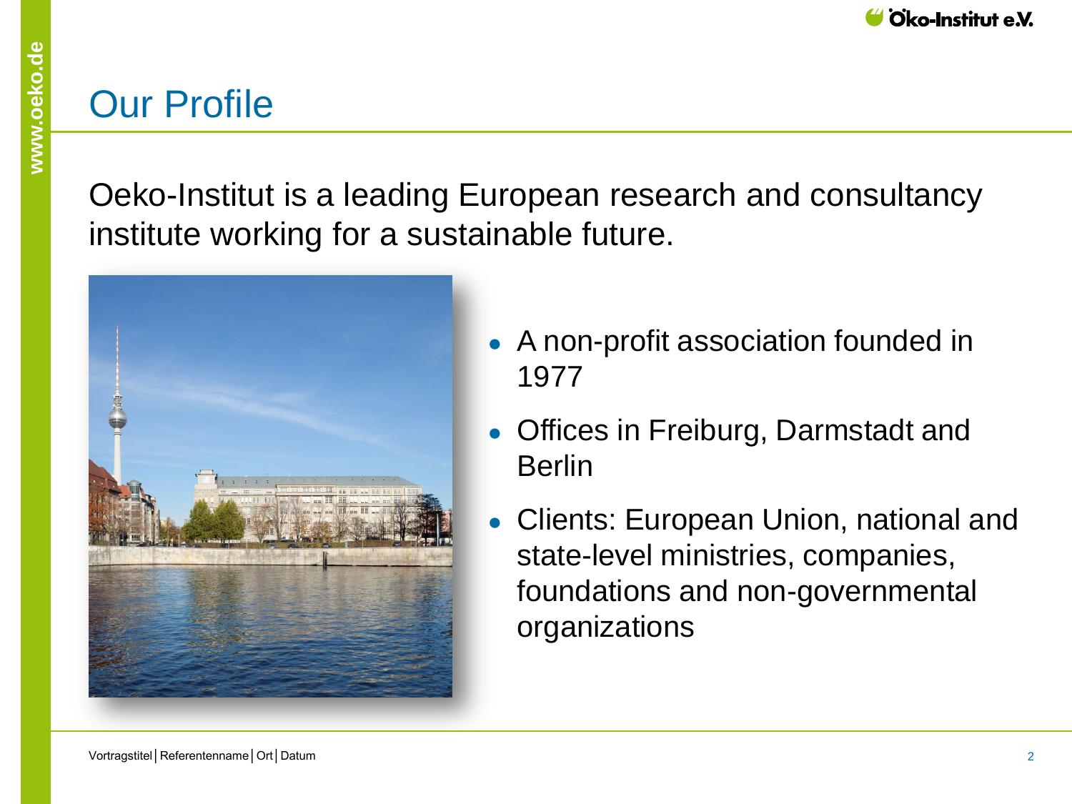# Our Profile

Oeko-Institut is a leading European research and consultancy institute working for a sustainable future.

- A non-profit association founded in 1977
- Offices in Freiburg, Darmstadt and Berlin
- Clients: European Union, national and state-level ministries, companies, foundations and non-governmental organizations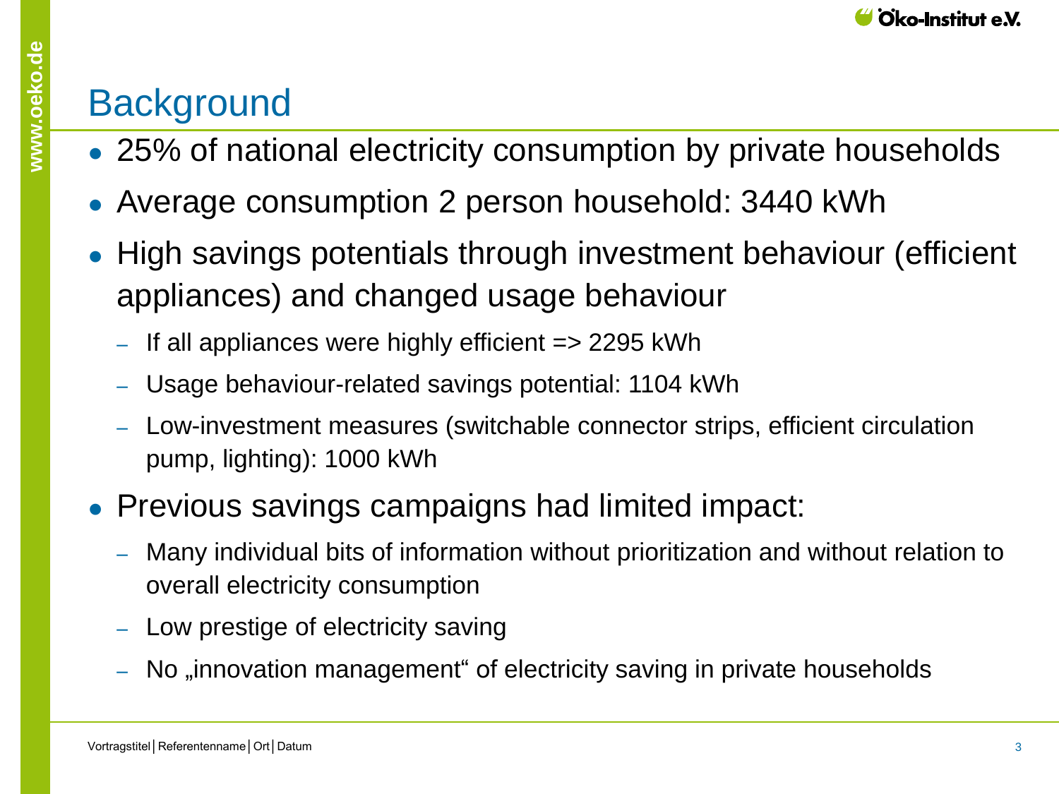# Background

- 25% of national electricity consumption by private households
- Average consumption 2 person household: 3440 kWh
- High savings potentials through investment behaviour (efficient appliances) and changed usage behaviour
  - If all appliances were highly efficient => 2295 kWh
  - Usage behaviour-related savings potential: 1104 kWh
  - Low-investment measures (switchable connector strips, efficient circulation pump, lighting): 1000 kWh
- Previous savings campaigns had limited impact:
  - Many individual bits of information without prioritization and without relation to overall electricity consumption
  - Low prestige of electricity saving
  - No „innovation management“ of electricity saving in private households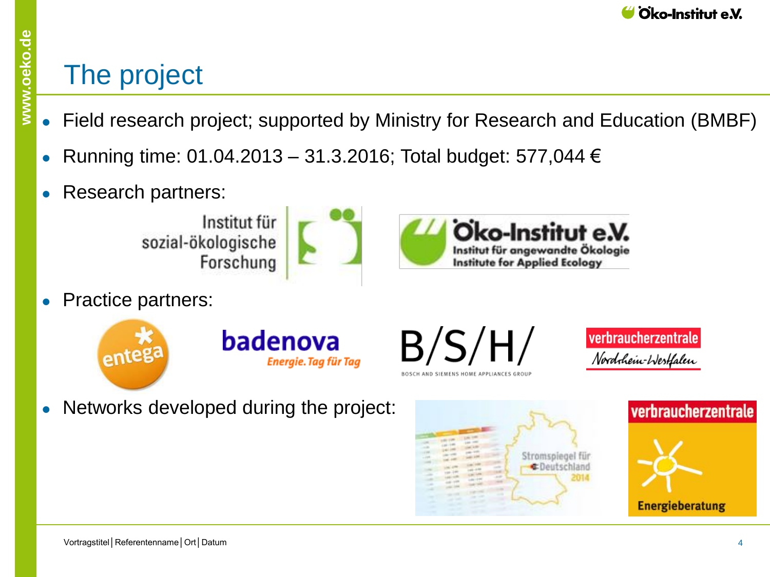# The project

- Field research project; supported by Ministry for Research and Education (BMBF)
- Running time: 01.04.2013 – 31.3.2016; Total budget: 577,044 €
- Research partners:

  Institut für sozial-ökologische Forschung

  Öko-Institut e.V. Institut für angewandte Ökologie Institute for Applied Ecology

- Practice partners:

  entega

  badenova Energie. Tag für Tag

  B/S/H/ BOSCH AND SIEMENS HOME APPLIANCES GROUP

  verbraucherzentrale Nordrhein-Westfalen

- Networks developed during the project:

  Stromspiegel für Deutschland 2014

  verbraucherzentrale Energieberatung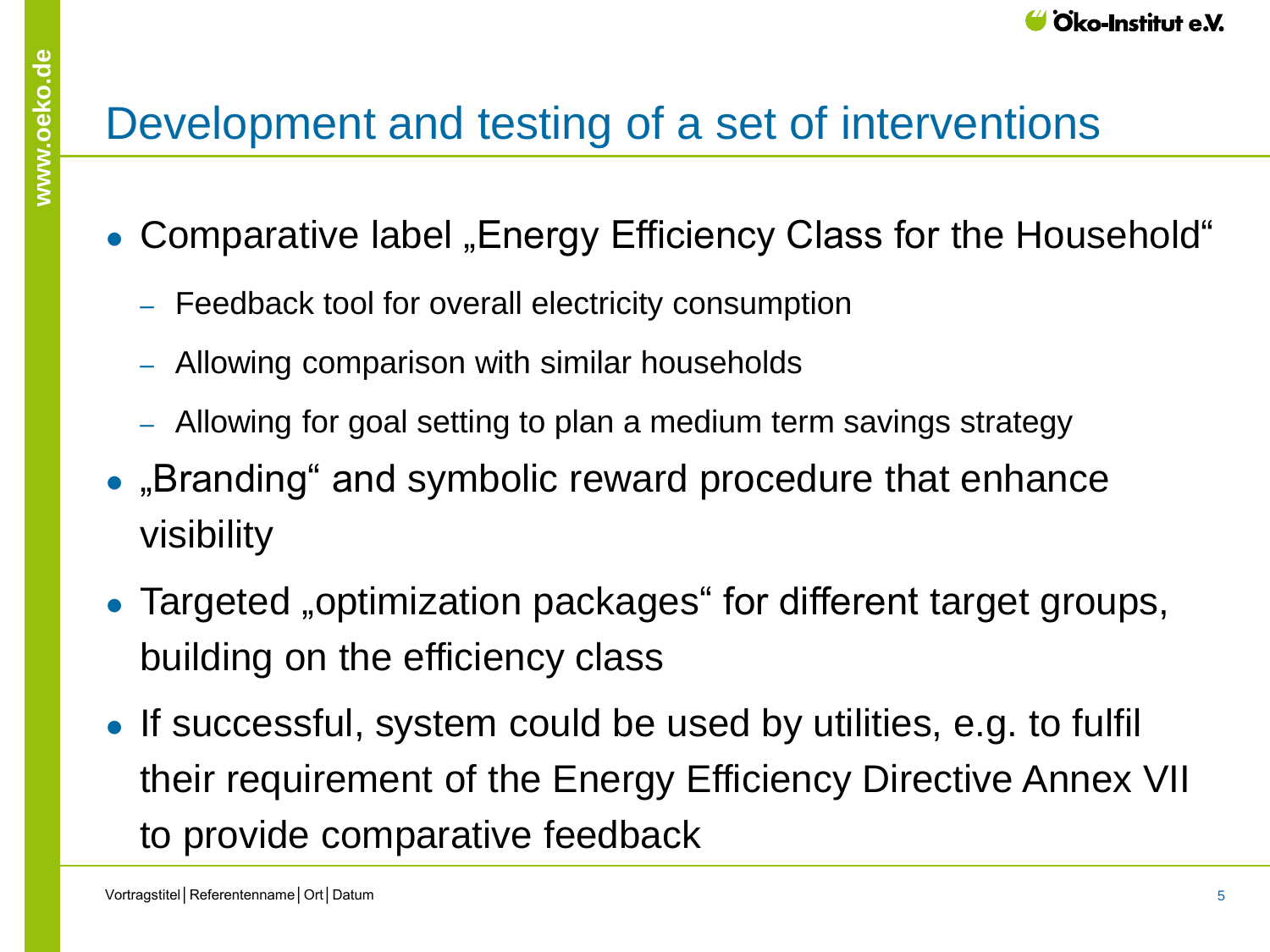# Development and testing of a set of interventions

- Comparative label „Energy Efficiency Class for the Household“
  - Feedback tool for overall electricity consumption
  - Allowing comparison with similar households
  - Allowing for goal setting to plan a medium term savings strategy
- „Branding“ and symbolic reward procedure that enhance visibility
- Targeted „optimization packages“ for different target groups, building on the efficiency class
- If successful, system could be used by utilities, e.g. to fulfil their requirement of the Energy Efficiency Directive Annex VII to provide comparative feedback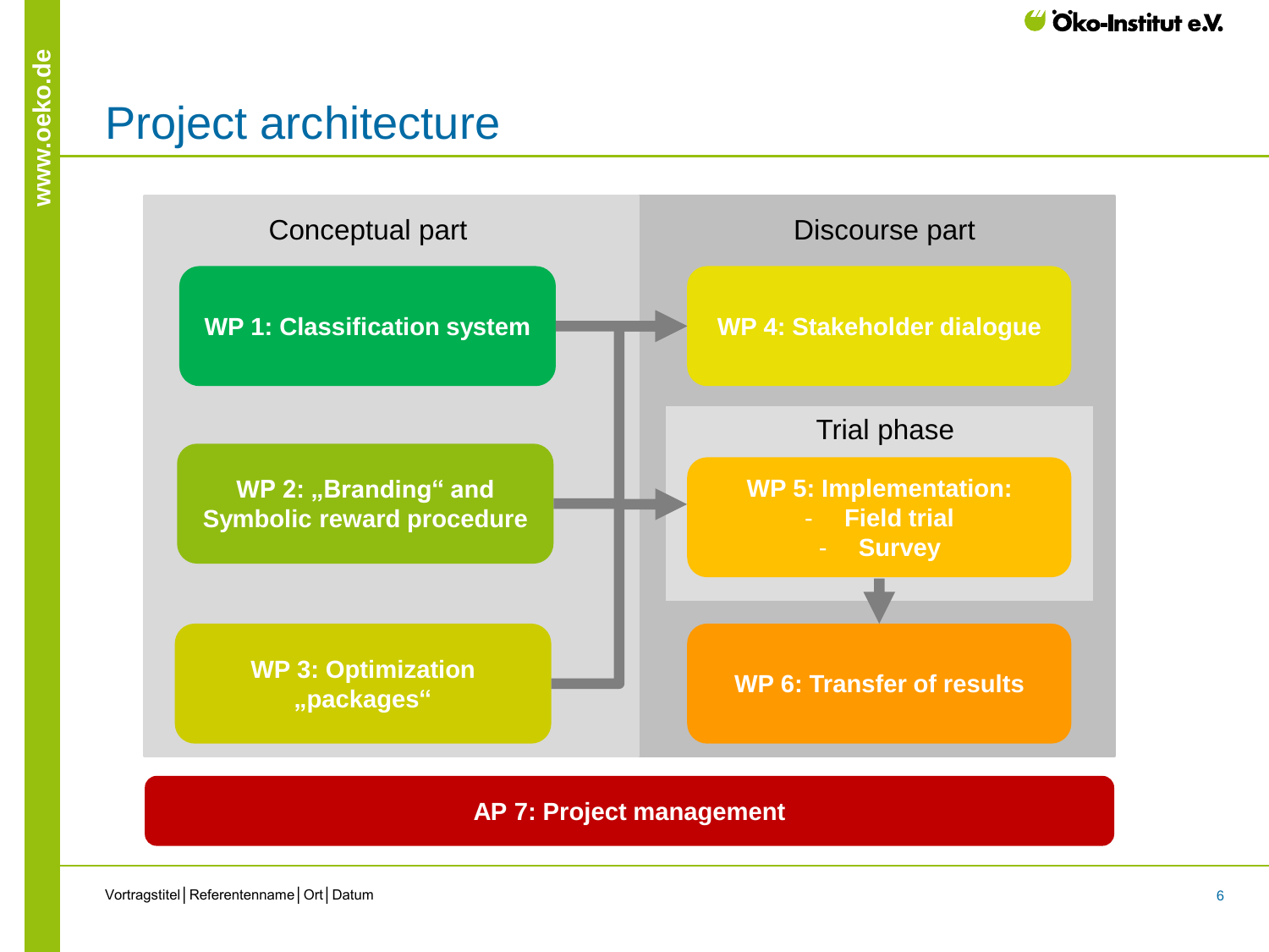# Project architecture

## Conceptual part

- **WP 1: Classification system**
- **WP 2: „Branding“ and Symbolic reward procedure**
- **WP 3: Optimization „packages“**

## Discourse part

- **WP 4: Stakeholder dialogue**

### Trial phase

- **WP 5: Implementation:**
  - **Field trial**
  - **Survey**

- **WP 6: Transfer of results**

**AP 7: Project management**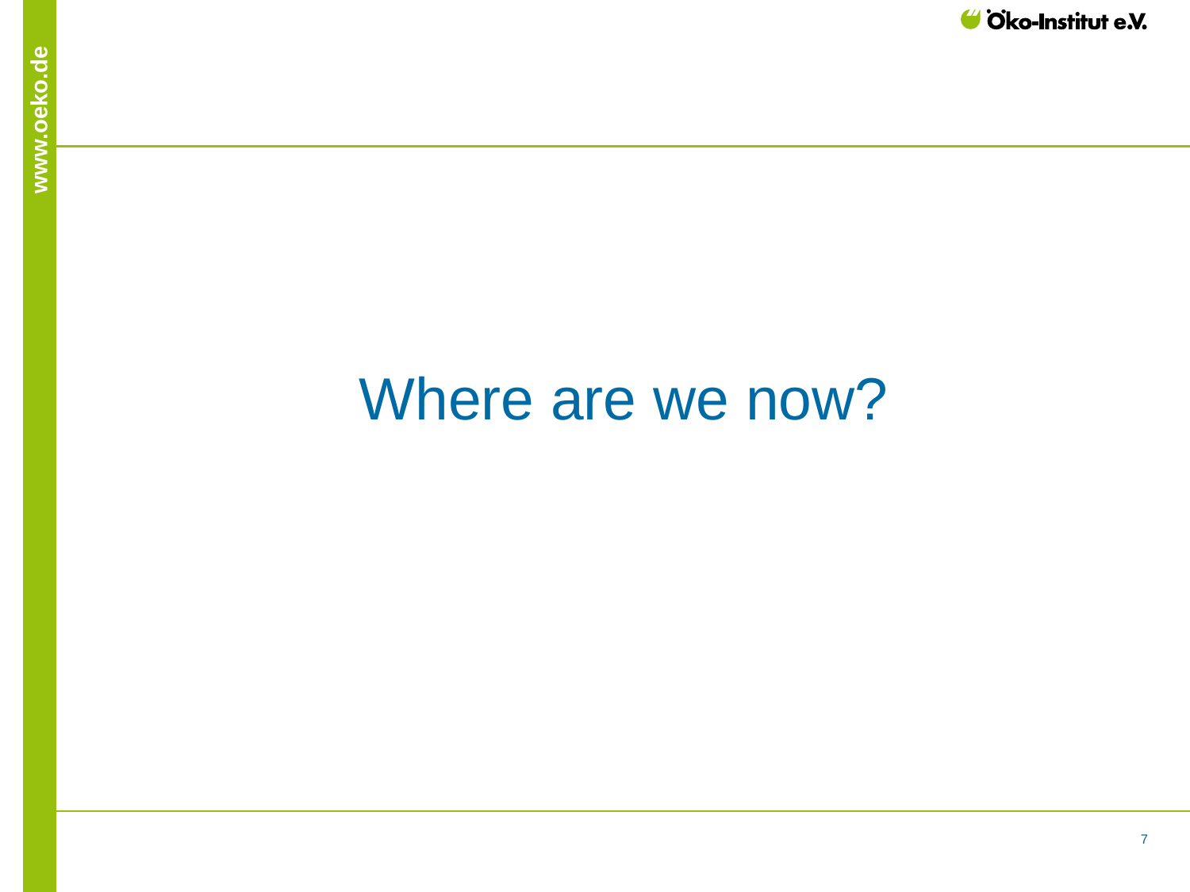# Where are we now?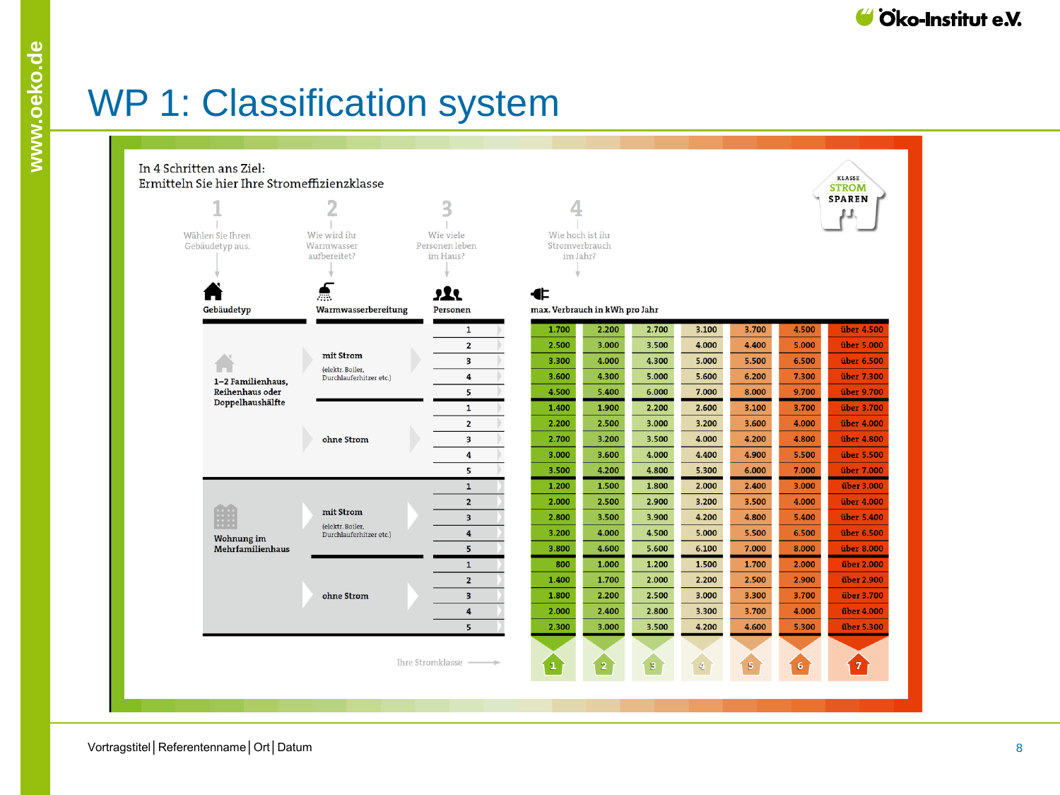# WP 1: Classification system

In 4 Schritten ans Ziel:
Ermitteln Sie hier Ihre Stromeffizienzklasse

1 – Wählen Sie Ihren Gebäudetyp aus.

2 – Wie wird ihr Warmwasser aufbereitet?

3 – Wie viele Personen leben im Haus?

4 – Wie hoch ist ihr Stromverbrauch im Jahr?

KLASSE STROM SPAREN

| Gebäudetyp | Warmwasserbereitung | Personen | max. Verbrauch in kWh pro Jahr | | | | | | |
|---|---|---|---|---|---|---|---|---|---|
| 1–2 Familienhaus, Reihenhaus oder Doppelhaushälfte | mit Strom (elektr. Boiler, Durchlauferhitzer etc.) | 1 | 1.700 | 2.200 | 2.700 | 3.100 | 3.700 | 4.500 | über 4.500 |
| | | 2 | 2.500 | 3.000 | 3.500 | 4.000 | 4.400 | 5.000 | über 5.000 |
| | | 3 | 3.300 | 4.000 | 4.300 | 5.000 | 5.500 | 6.500 | über 6.500 |
| | | 4 | 3.600 | 4.300 | 5.000 | 5.600 | 6.200 | 7.300 | über 7.300 |
| | | 5 | 4.500 | 5.400 | 6.000 | 7.000 | 8.000 | 9.700 | über 9.700 |
| | ohne Strom | 1 | 1.400 | 1.900 | 2.200 | 2.600 | 3.100 | 3.700 | über 3.700 |
| | | 2 | 2.200 | 2.500 | 3.000 | 3.200 | 3.600 | 4.000 | über 4.000 |
| | | 3 | 2.700 | 3.200 | 3.500 | 4.000 | 4.200 | 4.800 | über 4.800 |
| | | 4 | 3.000 | 3.600 | 4.000 | 4.400 | 4.900 | 5.500 | über 5.500 |
| | | 5 | 3.500 | 4.200 | 4.800 | 5.300 | 6.000 | 7.000 | über 7.000 |
| Wohnung im Mehrfamilienhaus | mit Strom (elektr. Boiler, Durchlauferhitzer etc.) | 1 | 1.200 | 1.500 | 1.800 | 2.000 | 2.400 | 3.000 | über 3.000 |
| | | 2 | 2.000 | 2.500 | 2.900 | 3.200 | 3.500 | 4.000 | über 4.000 |
| | | 3 | 2.800 | 3.500 | 3.900 | 4.200 | 4.800 | 5.400 | über 5.400 |
| | | 4 | 3.200 | 4.000 | 4.500 | 5.000 | 5.500 | 6.500 | über 6.500 |
| | | 5 | 3.800 | 4.600 | 5.600 | 6.100 | 7.000 | 8.000 | über 8.000 |
| | ohne Strom | 1 | 800 | 1.000 | 1.200 | 1.500 | 1.700 | 2.000 | über 2.000 |
| | | 2 | 1.400 | 1.700 | 2.000 | 2.200 | 2.500 | 2.900 | über 2.900 |
| | | 3 | 1.800 | 2.200 | 2.500 | 3.000 | 3.300 | 3.700 | über 3.700 |
| | | 4 | 2.000 | 2.400 | 2.800 | 3.300 | 3.700 | 4.000 | über 4.000 |
| | | 5 | 2.300 | 3.000 | 3.500 | 4.200 | 4.600 | 5.300 | über 5.300 |
| Ihre Stromklasse | | | 1 | 2 | 3 | 4 | 5 | 6 | 7 |

Vortragstitel | Referentenname | Ort | Datum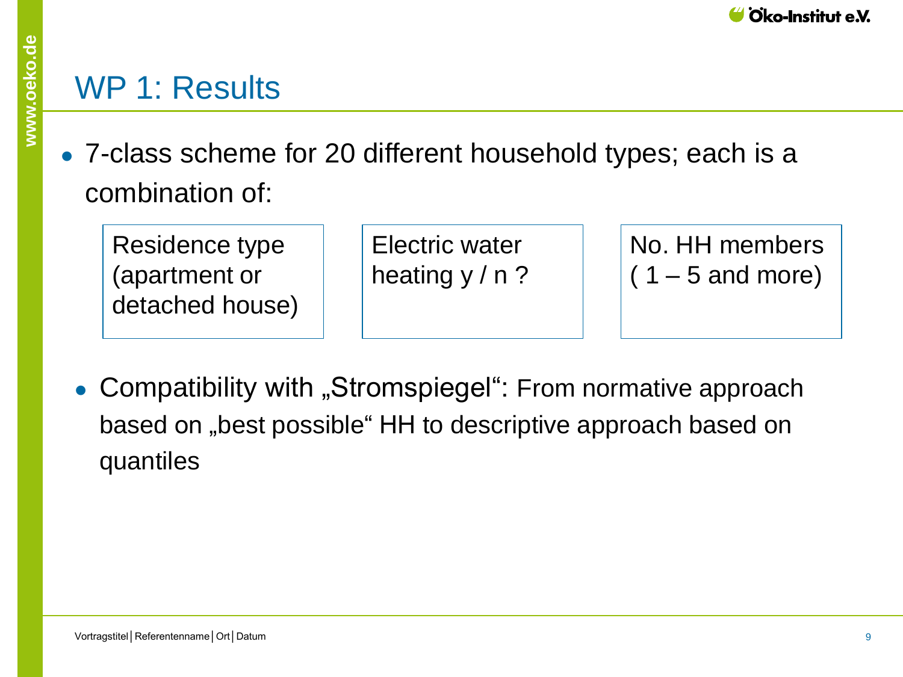# WP 1: Results

- 7-class scheme for 20 different household types; each is a combination of:

| Residence type (apartment or detached house) | Electric water heating y / n ? | No. HH members ( 1 – 5 and more) |
|---|---|---|

- Compatibility with „Stromspiegel“: From normative approach based on „best possible“ HH to descriptive approach based on quantiles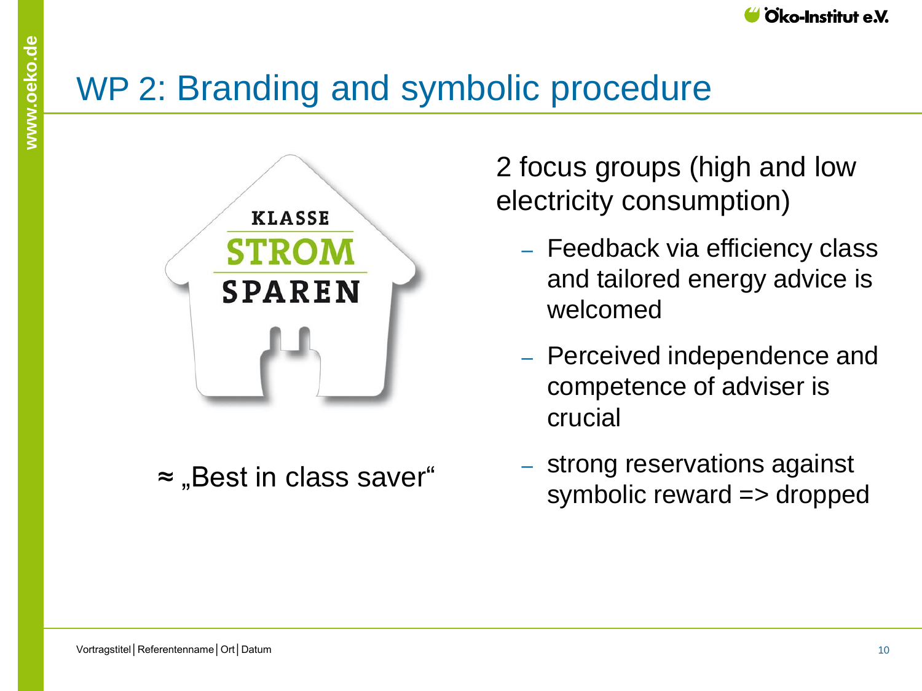# WP 2: Branding and symbolic procedure

KLASSE STROM SPAREN

≈ „Best in class saver“

2 focus groups (high and low electricity consumption)

- Feedback via efficiency class and tailored energy advice is welcomed
- Perceived independence and competence of adviser is crucial
- strong reservations against symbolic reward => dropped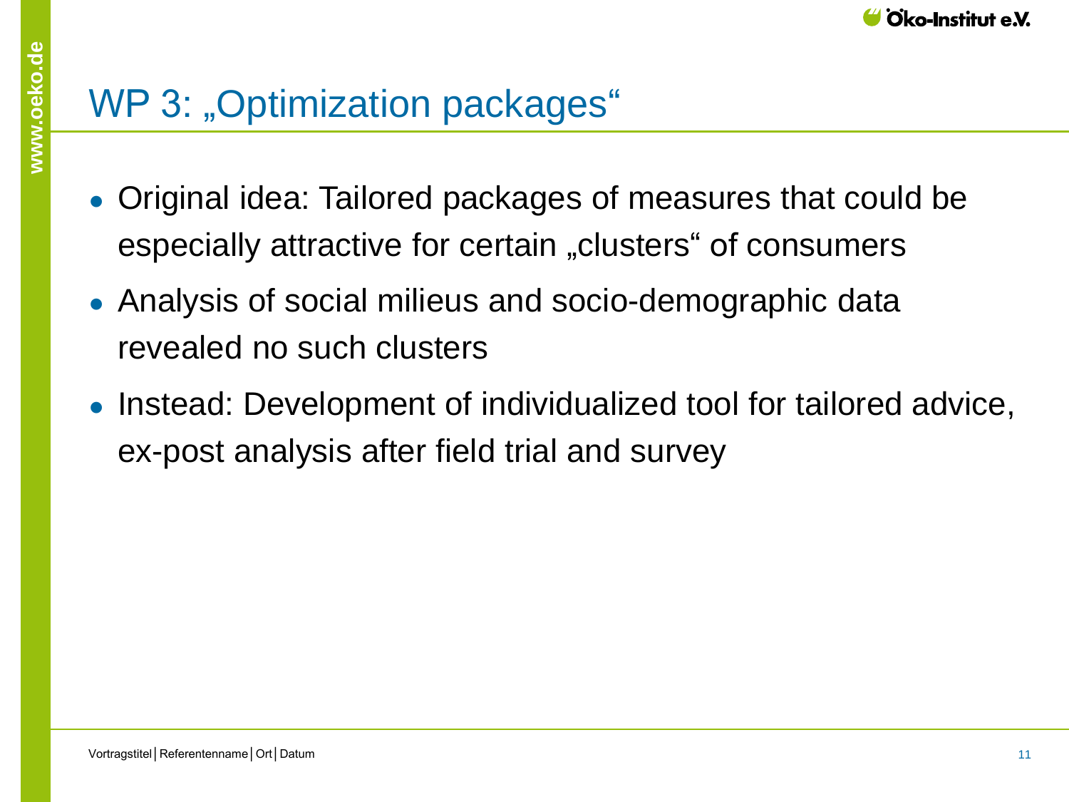# WP 3: „Optimization packages“

- Original idea: Tailored packages of measures that could be especially attractive for certain „clusters“ of consumers
- Analysis of social milieus and socio-demographic data revealed no such clusters
- Instead: Development of individualized tool for tailored advice, ex-post analysis after field trial and survey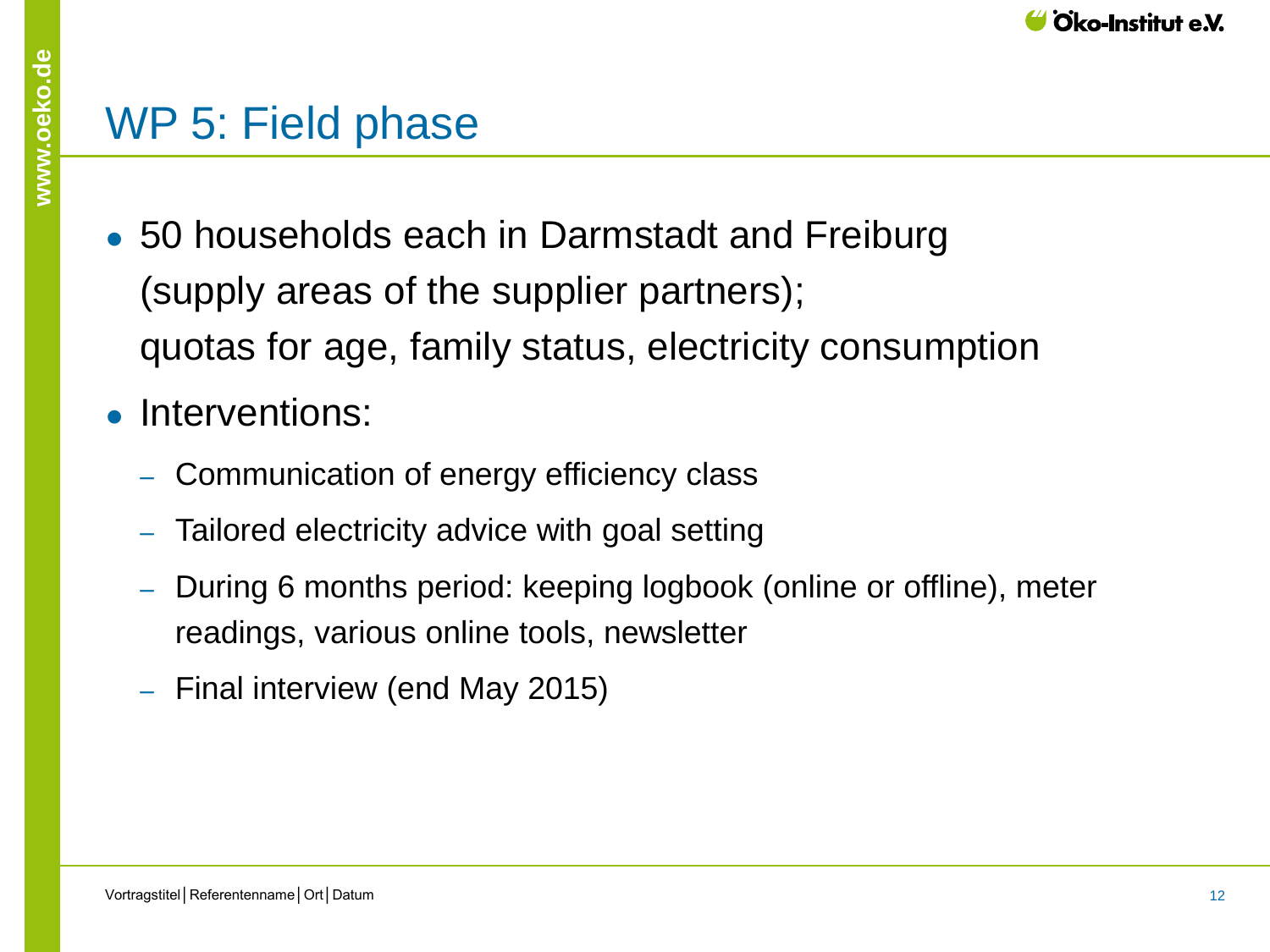# WP 5: Field phase

- 50 households each in Darmstadt and Freiburg (supply areas of the supplier partners); quotas for age, family status, electricity consumption
- Interventions:
  - Communication of energy efficiency class
  - Tailored electricity advice with goal setting
  - During 6 months period: keeping logbook (online or offline), meter readings, various online tools, newsletter
  - Final interview (end May 2015)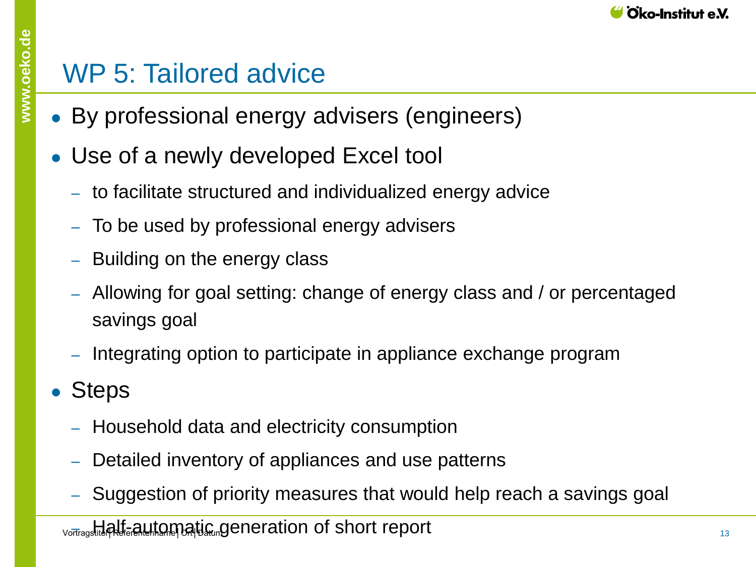# WP 5: Tailored advice

- By professional energy advisers (engineers)
- Use of a newly developed Excel tool
  - to facilitate structured and individualized energy advice
  - To be used by professional energy advisers
  - Building on the energy class
  - Allowing for goal setting: change of energy class and / or percentaged savings goal
  - Integrating option to participate in appliance exchange program
- Steps
  - Household data and electricity consumption
  - Detailed inventory of appliances and use patterns
  - Suggestion of priority measures that would help reach a savings goal
  - Half-automatic generation of short report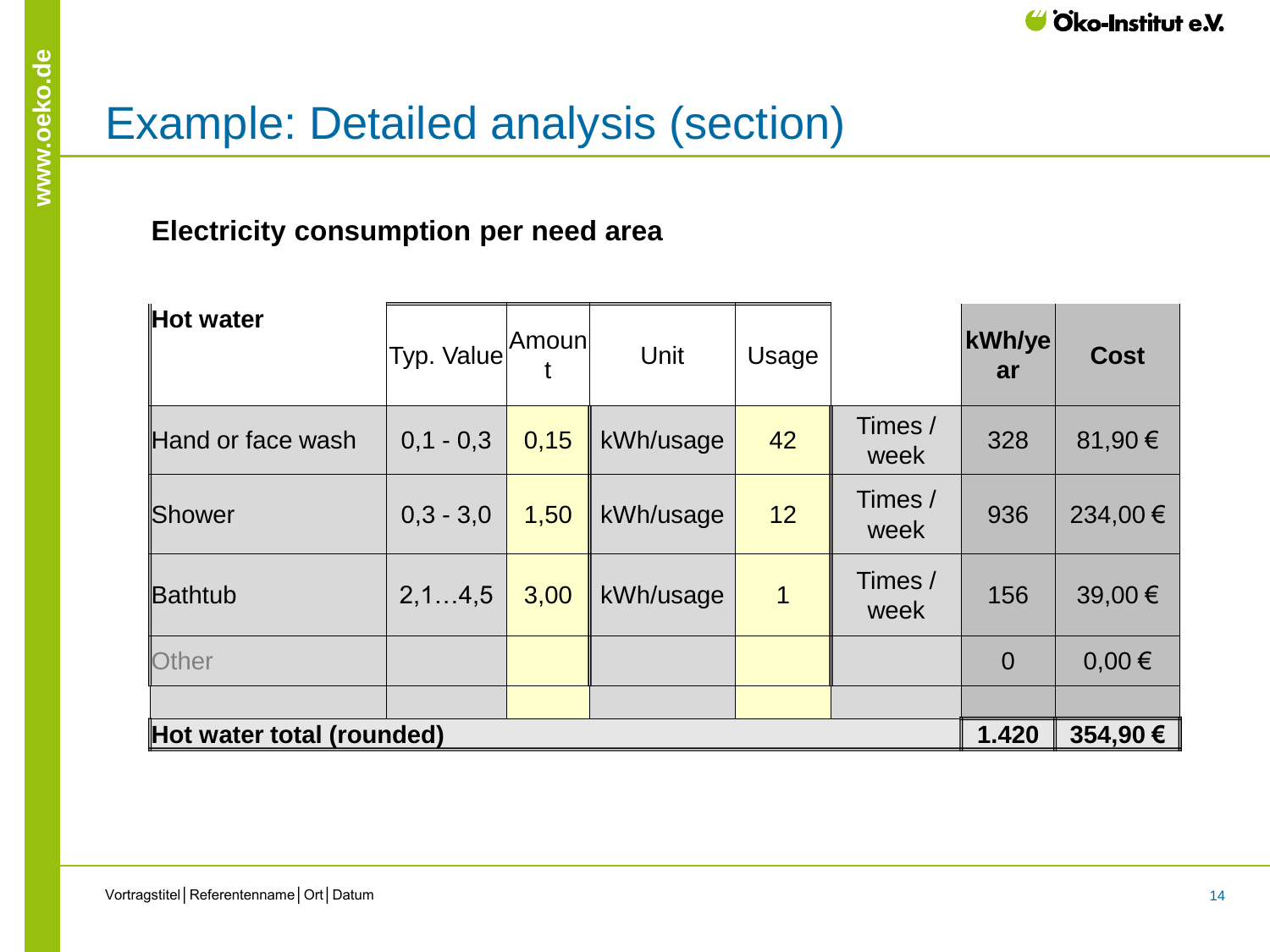# Example: Detailed analysis (section)

**Electricity consumption per need area**

| **Hot water** | Typ. Value | Amount | Unit | Usage | | **kWh/year** | **Cost** |
|---|---|---|---|---|---|---|---|
| Hand or face wash | 0,1 - 0,3 | 0,15 | kWh/usage | 42 | Times / week | 328 | 81,90 € |
| Shower | 0,3 - 3,0 | 1,50 | kWh/usage | 12 | Times / week | 936 | 234,00 € |
| Bathtub | 2,1…4,5 | 3,00 | kWh/usage | 1 | Times / week | 156 | 39,00 € |
| Other | | | | | | 0 | 0,00 € |
| | | | | | | | |
| **Hot water total (rounded)** | | | | | | **1.420** | **354,90 €** |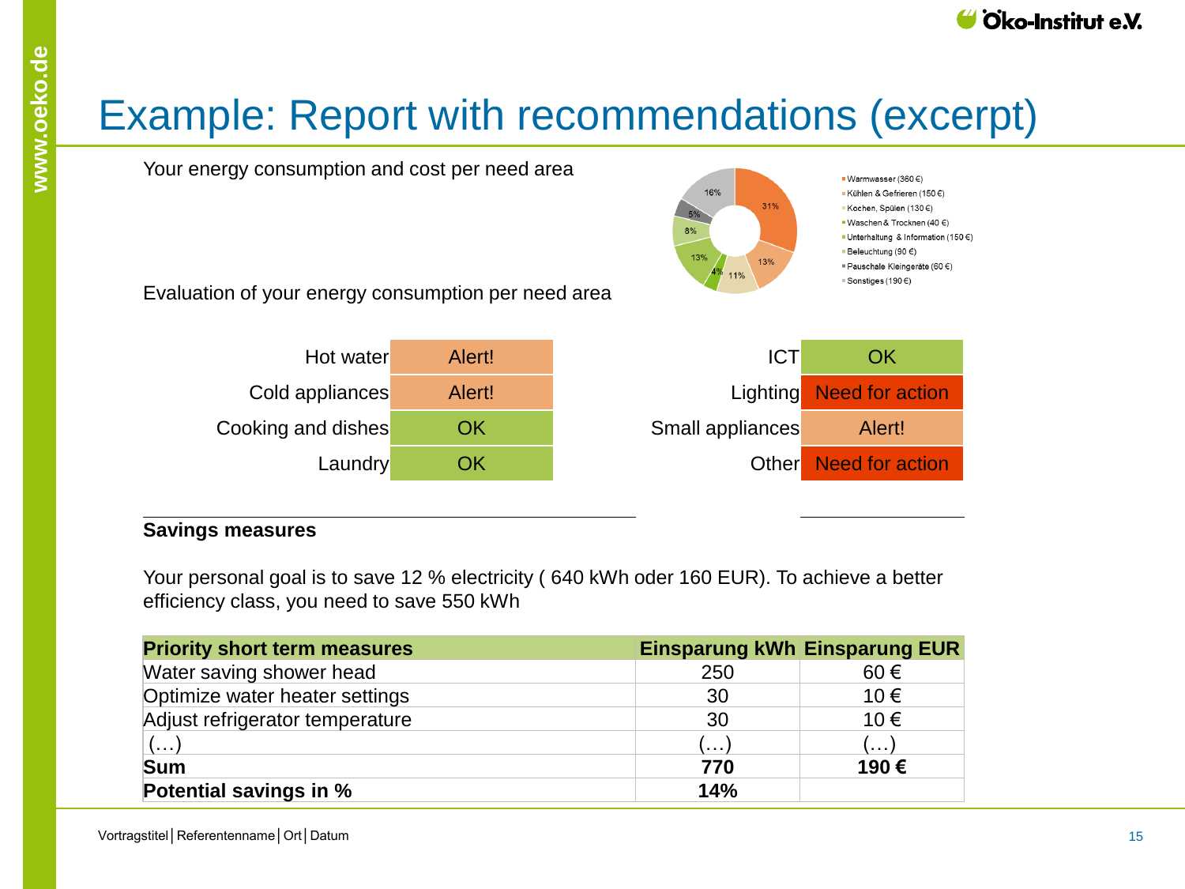# Example: Report with recommendations (excerpt)

Your energy consumption and cost per need area

- Warmwasser (360 €)
- Kühlen & Gefrieren (150 €)
- Kochen, Spülen (130 €)
- Waschen & Trocknen (40 €)
- Unterhaltung & Information (150 €)
- Beleuchtung (90 €)
- Pauschale Kleingeräte (60 €)
- Sonstiges (190 €)

Evaluation of your energy consumption per need area

| Need area | Evaluation | Need area | Evaluation |
|---|---|---|---|
| Hot water | Alert! | ICT | OK |
| Cold appliances | Alert! | Lighting | Need for action |
| Cooking and dishes | OK | Small appliances | Alert! |
| Laundry | OK | Other | Need for action |

**Savings measures**

Your personal goal is to save 12 % electricity ( 640 kWh oder 160 EUR). To achieve a better efficiency class, you need to save 550 kWh

| **Priority short term measures** | **Einsparung kWh** | **Einsparung EUR** |
|---|---|---|
| Water saving shower head | 250 | 60 € |
| Optimize water heater settings | 30 | 10 € |
| Adjust refrigerator temperature | 30 | 10 € |
| (…) | (…) | (…) |
| **Sum** | **770** | **190 €** |
| **Potential savings in %** | **14%** | |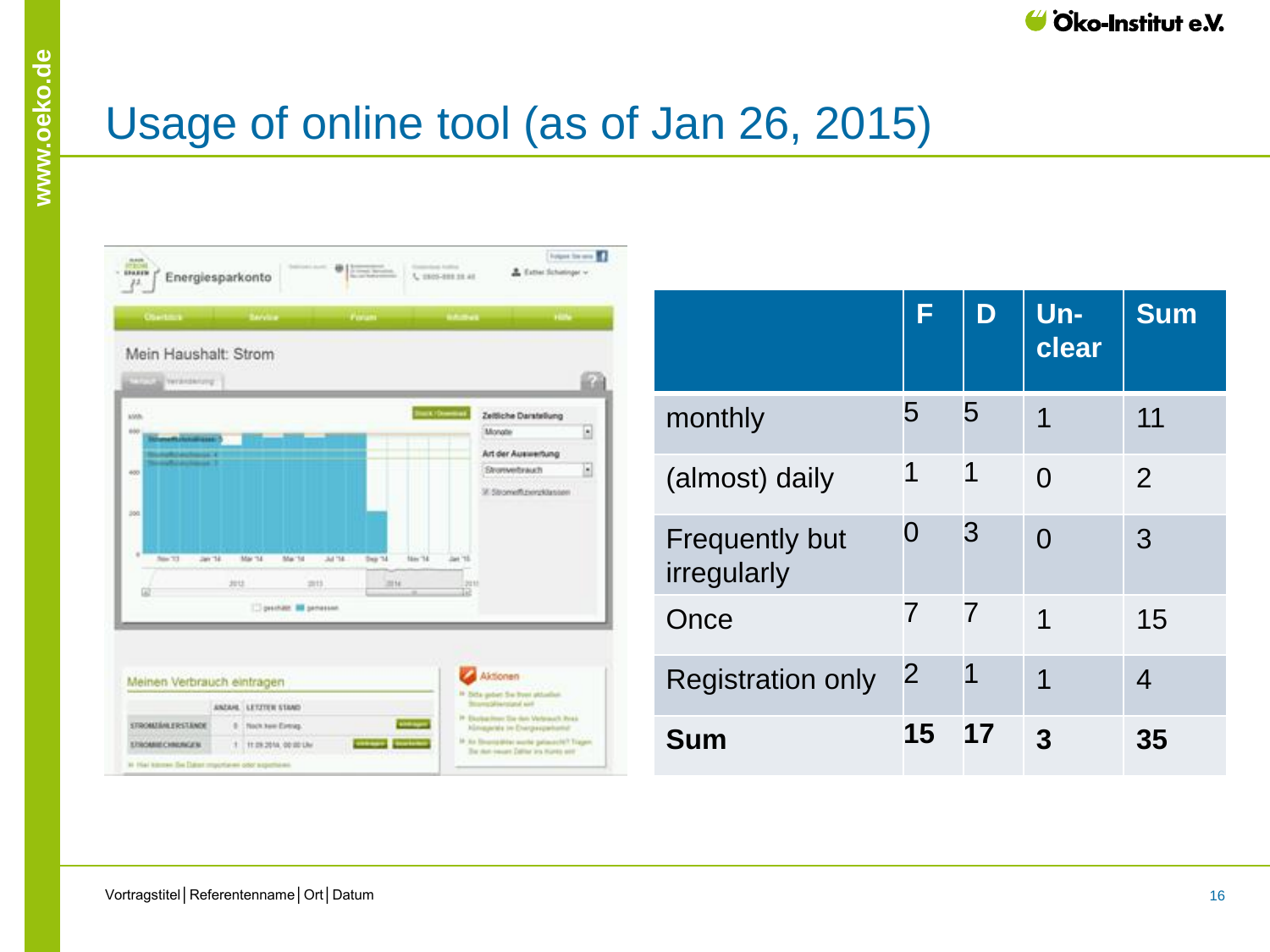# Usage of online tool (as of Jan 26, 2015)

| | F | D | Un-clear | Sum |
|---|---|---|---|---|
| monthly | 5 | 5 | 1 | 11 |
| (almost) daily | 1 | 1 | 0 | 2 |
| Frequently but irregularly | 0 | 3 | 0 | 3 |
| Once | 7 | 7 | 1 | 15 |
| Registration only | 2 | 1 | 1 | 4 |
| **Sum** | **15** | **17** | **3** | **35** |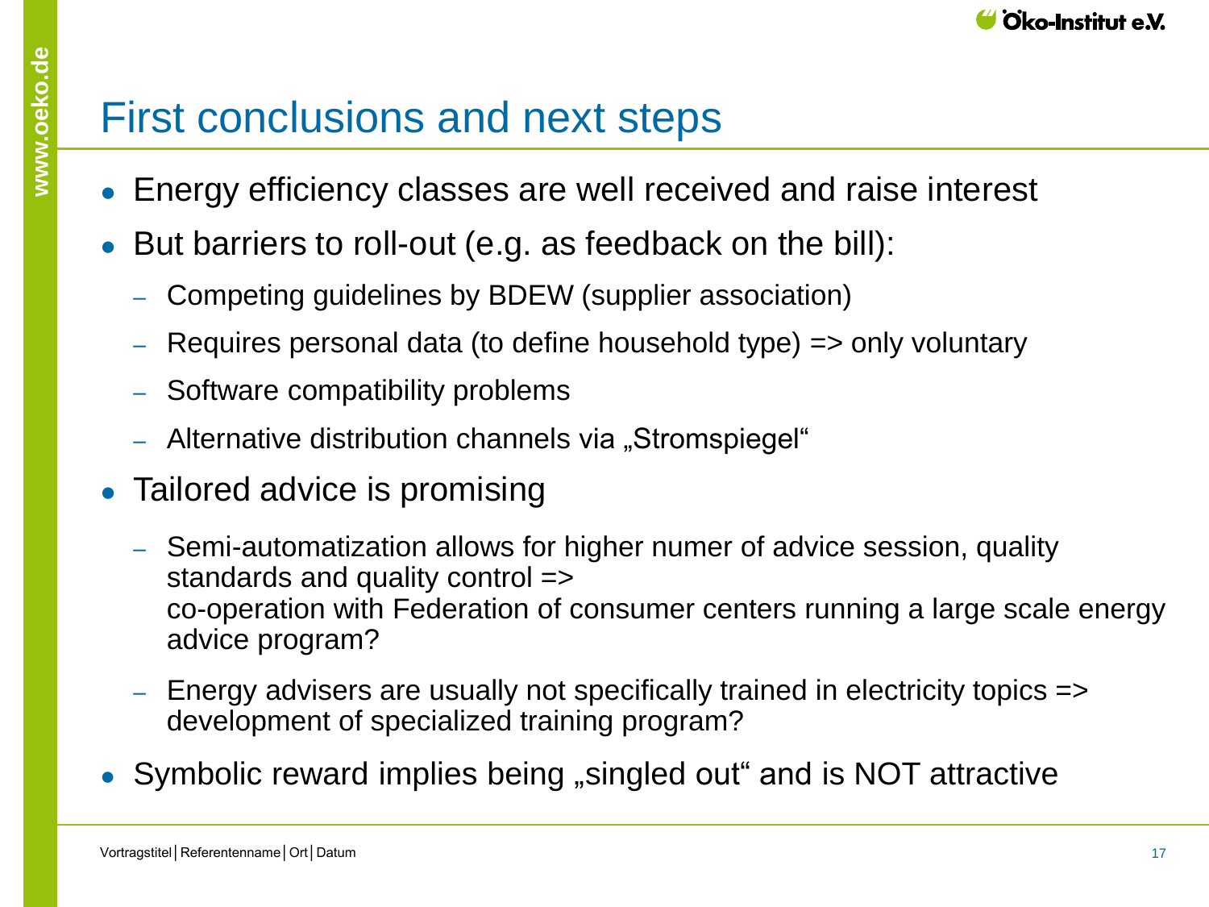# First conclusions and next steps

- Energy efficiency classes are well received and raise interest
- But barriers to roll-out (e.g. as feedback on the bill):
  - Competing guidelines by BDEW (supplier association)
  - Requires personal data (to define household type) => only voluntary
  - Software compatibility problems
  - Alternative distribution channels via „Stromspiegel“
- Tailored advice is promising
  - Semi-automatization allows for higher numer of advice session, quality standards and quality control => co-operation with Federation of consumer centers running a large scale energy advice program?
  - Energy advisers are usually not specifically trained in electricity topics => development of specialized training program?
- Symbolic reward implies being „singled out“ and is NOT attractive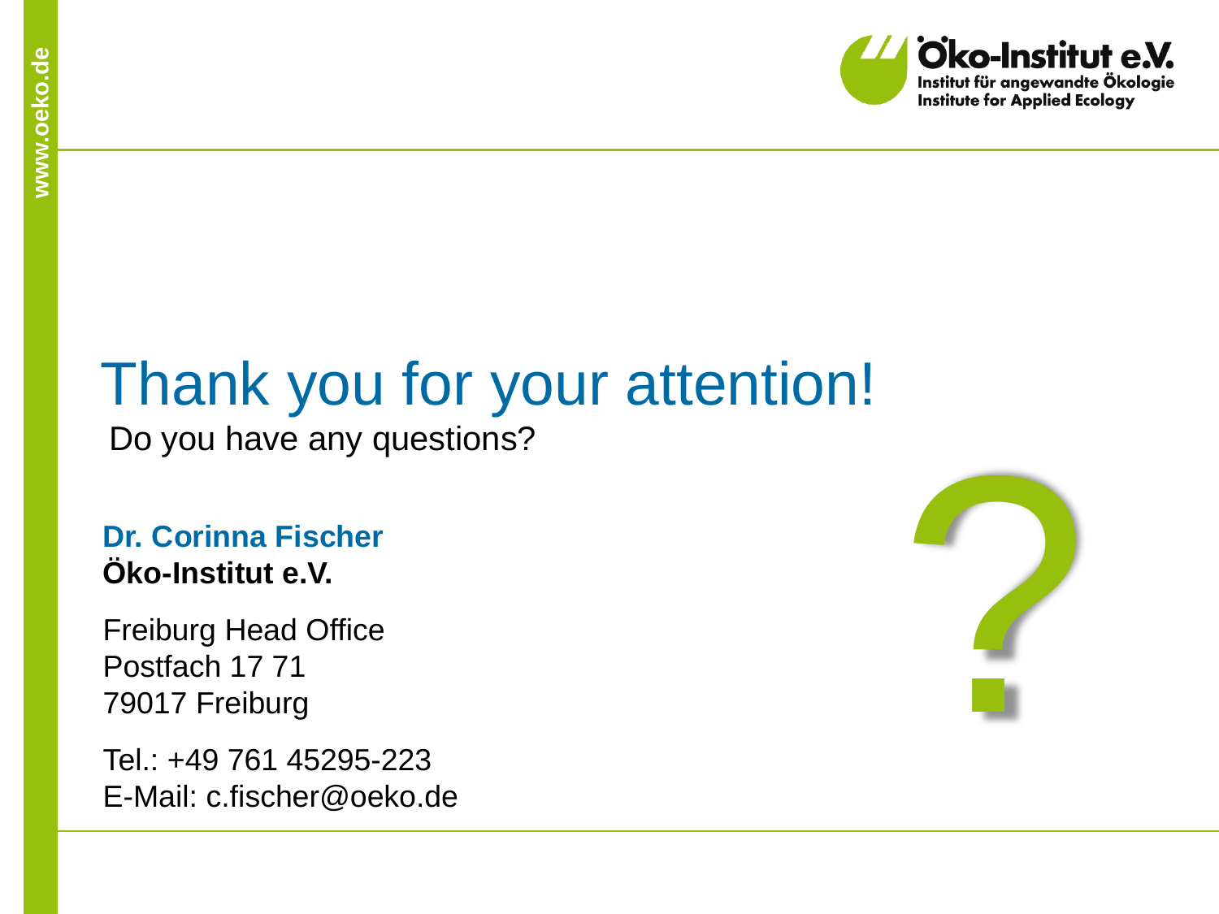# Thank you for your attention!

Do you have any questions?

**Dr. Corinna Fischer**
**Öko-Institut e.V.**

Freiburg Head Office
Postfach 17 71
79017 Freiburg

Tel.: +49 761 45295-223
E-Mail: c.fischer@oeko.de